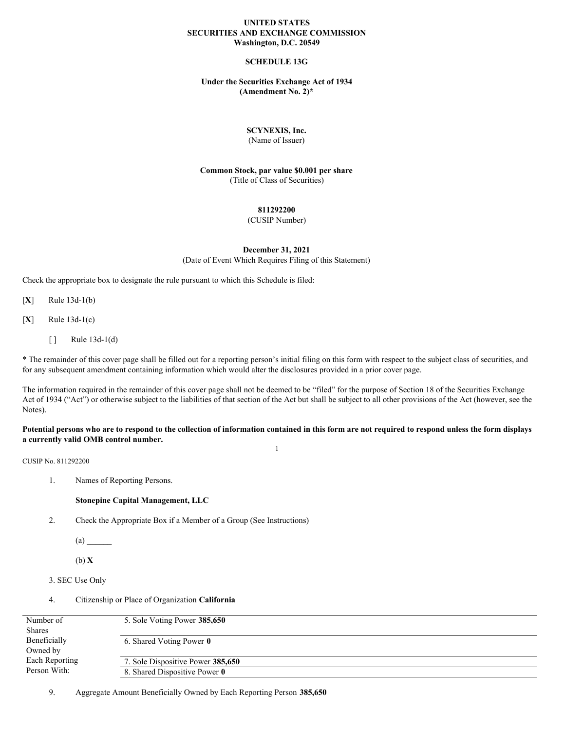# UNITED STATES
# SECURITIES AND EXCHANGE COMMISSION
**Washington, D.C. 20549**

## SCHEDULE 13G

**Under the Securities Exchange Act of 1934**
**(Amendment No. 2)***

**SCYNEXIS, Inc.**
(Name of Issuer)

**Common Stock, par value $0.001 per share**
(Title of Class of Securities)

**811292200**
(CUSIP Number)

**December 31, 2021**
(Date of Event Which Requires Filing of this Statement)

Check the appropriate box to designate the rule pursuant to which this Schedule is filed:

[**X**] Rule 13d-1(b)

[**X**] Rule 13d-1(c)

[ ] Rule 13d-1(d)

* The remainder of this cover page shall be filled out for a reporting person's initial filing on this form with respect to the subject class of securities, and for any subsequent amendment containing information which would alter the disclosures provided in a prior cover page.

The information required in the remainder of this cover page shall not be deemed to be "filed" for the purpose of Section 18 of the Securities Exchange Act of 1934 ("Act") or otherwise subject to the liabilities of that section of the Act but shall be subject to all other provisions of the Act (however, see the Notes).

**Potential persons who are to respond to the collection of information contained in this form are not required to respond unless the form displays a currently valid OMB control number.**

CUSIP No. 811292200

1. Names of Reporting Persons.

   **Stonepine Capital Management, LLC**

2. Check the Appropriate Box if a Member of a Group (See Instructions)

   (a) ______

   (b) **X**

3. SEC Use Only

4. Citizenship or Place of Organization **California**

| Number of Shares Beneficially Owned by Each Reporting Person With: | |
|---|---|
| | 5. Sole Voting Power **385,650** |
| | 6. Shared Voting Power **0** |
| | 7. Sole Dispositive Power **385,650** |
| | 8. Shared Dispositive Power **0** |

9. Aggregate Amount Beneficially Owned by Each Reporting Person **385,650**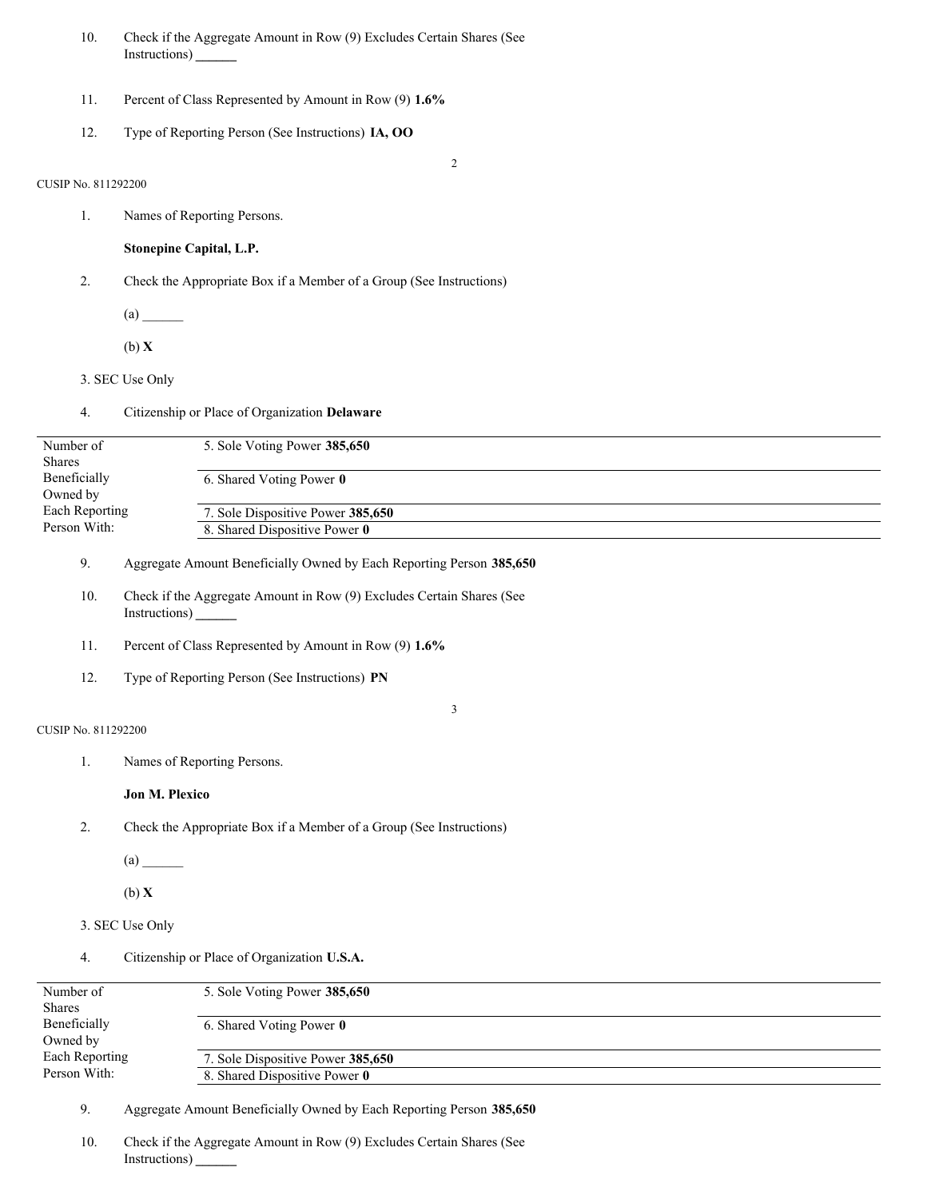10. Check if the Aggregate Amount in Row (9) Excludes Certain Shares (See Instructions) ______

11. Percent of Class Represented by Amount in Row (9) **1.6%**

12. Type of Reporting Person (See Instructions) **IA, OO**

CUSIP No. 811292200

1. Names of Reporting Persons.

   **Stonepine Capital, L.P.**

2. Check the Appropriate Box if a Member of a Group (See Instructions)

   (a) ______

   (b) **X**

3. SEC Use Only

4. Citizenship or Place of Organization **Delaware**

| Number of Shares Beneficially Owned by Each Reporting Person With: | |
|---|---|
| | 5. Sole Voting Power **385,650** |
| | 6. Shared Voting Power **0** |
| | 7. Sole Dispositive Power **385,650** |
| | 8. Shared Dispositive Power **0** |

9. Aggregate Amount Beneficially Owned by Each Reporting Person **385,650**

10. Check if the Aggregate Amount in Row (9) Excludes Certain Shares (See Instructions) ______

11. Percent of Class Represented by Amount in Row (9) **1.6%**

12. Type of Reporting Person (See Instructions) **PN**

CUSIP No. 811292200

1. Names of Reporting Persons.

   **Jon M. Plexico**

2. Check the Appropriate Box if a Member of a Group (See Instructions)

   (a) ______

   (b) **X**

3. SEC Use Only

4. Citizenship or Place of Organization **U.S.A.**

| Number of Shares Beneficially Owned by Each Reporting Person With: | |
|---|---|
| | 5. Sole Voting Power **385,650** |
| | 6. Shared Voting Power **0** |
| | 7. Sole Dispositive Power **385,650** |
| | 8. Shared Dispositive Power **0** |

9. Aggregate Amount Beneficially Owned by Each Reporting Person **385,650**

10. Check if the Aggregate Amount in Row (9) Excludes Certain Shares (See Instructions) ______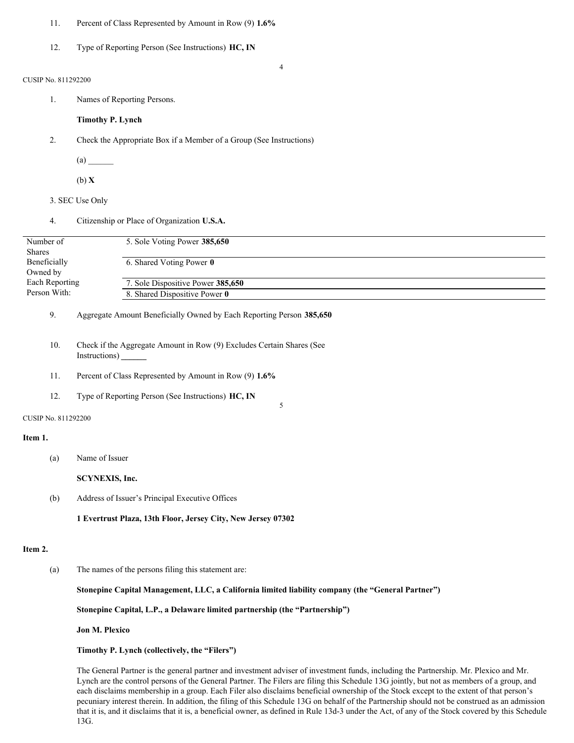11. Percent of Class Represented by Amount in Row (9) **1.6%**

12. Type of Reporting Person (See Instructions) **HC, IN**

CUSIP No. 811292200

1. Names of Reporting Persons.

   **Timothy P. Lynch**

2. Check the Appropriate Box if a Member of a Group (See Instructions)

   (a) ______

   (b) **X**

3. SEC Use Only

4. Citizenship or Place of Organization **U.S.A.**

| Number of Shares Beneficially Owned by Each Reporting Person With: | |
|---|---|
| | 5. Sole Voting Power **385,650** |
| | 6. Shared Voting Power **0** |
| | 7. Sole Dispositive Power **385,650** |
| | 8. Shared Dispositive Power **0** |

9. Aggregate Amount Beneficially Owned by Each Reporting Person **385,650**

10. Check if the Aggregate Amount in Row (9) Excludes Certain Shares (See Instructions) ______

11. Percent of Class Represented by Amount in Row (9) **1.6%**

12. Type of Reporting Person (See Instructions) **HC, IN**

CUSIP No. 811292200

**Item 1.**

(a) Name of Issuer

**SCYNEXIS, Inc.**

(b) Address of Issuer's Principal Executive Offices

**1 Evertrust Plaza, 13th Floor, Jersey City, New Jersey 07302**

**Item 2.**

(a) The names of the persons filing this statement are:

**Stonepine Capital Management, LLC, a California limited liability company (the "General Partner")**

**Stonepine Capital, L.P., a Delaware limited partnership (the "Partnership")**

**Jon M. Plexico**

**Timothy P. Lynch (collectively, the "Filers")**

The General Partner is the general partner and investment adviser of investment funds, including the Partnership. Mr. Plexico and Mr. Lynch are the control persons of the General Partner. The Filers are filing this Schedule 13G jointly, but not as members of a group, and each disclaims membership in a group. Each Filer also disclaims beneficial ownership of the Stock except to the extent of that person's pecuniary interest therein. In addition, the filing of this Schedule 13G on behalf of the Partnership should not be construed as an admission that it is, and it disclaims that it is, a beneficial owner, as defined in Rule 13d-3 under the Act, of any of the Stock covered by this Schedule 13G.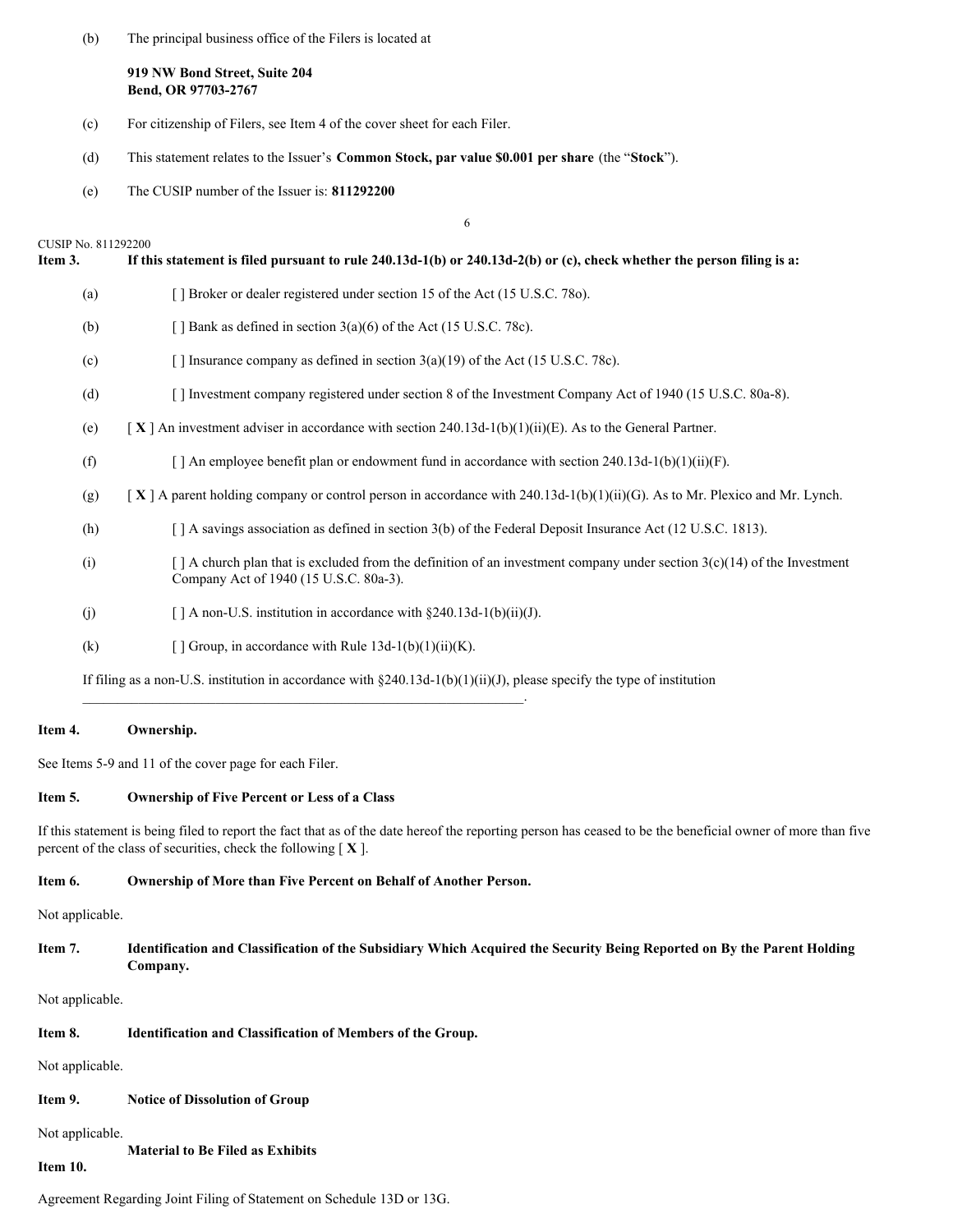(b) The principal business office of the Filers is located at

**919 NW Bond Street, Suite 204**
**Bend, OR 97703-2767**

(c) For citizenship of Filers, see Item 4 of the cover sheet for each Filer.

(d) This statement relates to the Issuer's **Common Stock, par value $0.001 per share** (the "**Stock**").

(e) The CUSIP number of the Issuer is: **811292200**

CUSIP No. 811292200

**Item 3. If this statement is filed pursuant to rule 240.13d-1(b) or 240.13d-2(b) or (c), check whether the person filing is a:**

(a) [ ] Broker or dealer registered under section 15 of the Act (15 U.S.C. 78o).

(b) [ ] Bank as defined in section 3(a)(6) of the Act (15 U.S.C. 78c).

(c) [ ] Insurance company as defined in section 3(a)(19) of the Act (15 U.S.C. 78c).

(d) [ ] Investment company registered under section 8 of the Investment Company Act of 1940 (15 U.S.C. 80a-8).

(e) [ **X** ] An investment adviser in accordance with section 240.13d-1(b)(1)(ii)(E). As to the General Partner.

(f) [ ] An employee benefit plan or endowment fund in accordance with section 240.13d-1(b)(1)(ii)(F).

(g) [ **X** ] A parent holding company or control person in accordance with 240.13d-1(b)(1)(ii)(G). As to Mr. Plexico and Mr. Lynch.

(h) [ ] A savings association as defined in section 3(b) of the Federal Deposit Insurance Act (12 U.S.C. 1813).

(i) [ ] A church plan that is excluded from the definition of an investment company under section 3(c)(14) of the Investment Company Act of 1940 (15 U.S.C. 80a-3).

(j) [ ] A non-U.S. institution in accordance with §240.13d-1(b)(ii)(J).

(k) [ ] Group, in accordance with Rule 13d-1(b)(1)(ii)(K).

If filing as a non-U.S. institution in accordance with §240.13d-1(b)(1)(ii)(J), please specify the type of institution \_\_\_\_\_\_\_\_\_\_\_\_\_\_\_\_\_\_\_\_\_\_\_\_\_\_\_\_\_\_\_\_\_\_\_\_\_\_\_\_\_\_\_\_\_\_\_\_\_\_\_\_\_\_\_\_\_\_\_\_\_\_.

**Item 4. Ownership.**

See Items 5-9 and 11 of the cover page for each Filer.

**Item 5. Ownership of Five Percent or Less of a Class**

If this statement is being filed to report the fact that as of the date hereof the reporting person has ceased to be the beneficial owner of more than five percent of the class of securities, check the following [ **X** ].

**Item 6. Ownership of More than Five Percent on Behalf of Another Person.**

Not applicable.

**Item 7. Identification and Classification of the Subsidiary Which Acquired the Security Being Reported on By the Parent Holding Company.**

Not applicable.

**Item 8. Identification and Classification of Members of the Group.**

Not applicable.

**Item 9. Notice of Dissolution of Group**

Not applicable.

**Item 10. Material to Be Filed as Exhibits**

Agreement Regarding Joint Filing of Statement on Schedule 13D or 13G.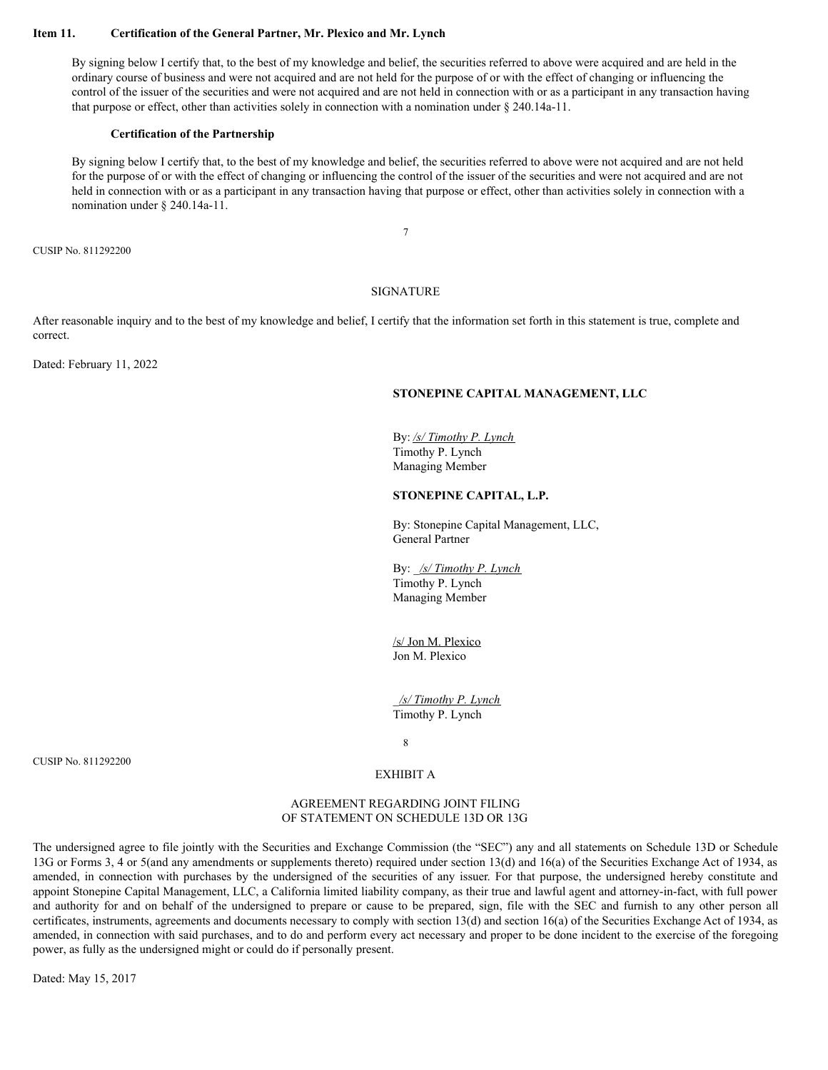**Item 11. Certification of the General Partner, Mr. Plexico and Mr. Lynch**

By signing below I certify that, to the best of my knowledge and belief, the securities referred to above were acquired and are held in the ordinary course of business and were not acquired and are not held for the purpose of or with the effect of changing or influencing the control of the issuer of the securities and were not acquired and are not held in connection with or as a participant in any transaction having that purpose or effect, other than activities solely in connection with a nomination under § 240.14a-11.

**Certification of the Partnership**

By signing below I certify that, to the best of my knowledge and belief, the securities referred to above were not acquired and are not held for the purpose of or with the effect of changing or influencing the control of the issuer of the securities and were not acquired and are not held in connection with or as a participant in any transaction having that purpose or effect, other than activities solely in connection with a nomination under § 240.14a-11.

CUSIP No. 811292200

SIGNATURE

After reasonable inquiry and to the best of my knowledge and belief, I certify that the information set forth in this statement is true, complete and correct.

Dated: February 11, 2022

**STONEPINE CAPITAL MANAGEMENT, LLC**

By: */s/ Timothy P. Lynch*
Timothy P. Lynch
Managing Member

**STONEPINE CAPITAL, L.P.**

By: Stonepine Capital Management, LLC,
General Partner

By: */s/ Timothy P. Lynch*
Timothy P. Lynch
Managing Member

/s/ Jon M. Plexico
Jon M. Plexico

*/s/ Timothy P. Lynch*
Timothy P. Lynch

CUSIP No. 811292200

EXHIBIT A

AGREEMENT REGARDING JOINT FILING
OF STATEMENT ON SCHEDULE 13D OR 13G

The undersigned agree to file jointly with the Securities and Exchange Commission (the "SEC") any and all statements on Schedule 13D or Schedule 13G or Forms 3, 4 or 5(and any amendments or supplements thereto) required under section 13(d) and 16(a) of the Securities Exchange Act of 1934, as amended, in connection with purchases by the undersigned of the securities of any issuer. For that purpose, the undersigned hereby constitute and appoint Stonepine Capital Management, LLC, a California limited liability company, as their true and lawful agent and attorney-in-fact, with full power and authority for and on behalf of the undersigned to prepare or cause to be prepared, sign, file with the SEC and furnish to any other person all certificates, instruments, agreements and documents necessary to comply with section 13(d) and section 16(a) of the Securities Exchange Act of 1934, as amended, in connection with said purchases, and to do and perform every act necessary and proper to be done incident to the exercise of the foregoing power, as fully as the undersigned might or could do if personally present.

Dated: May 15, 2017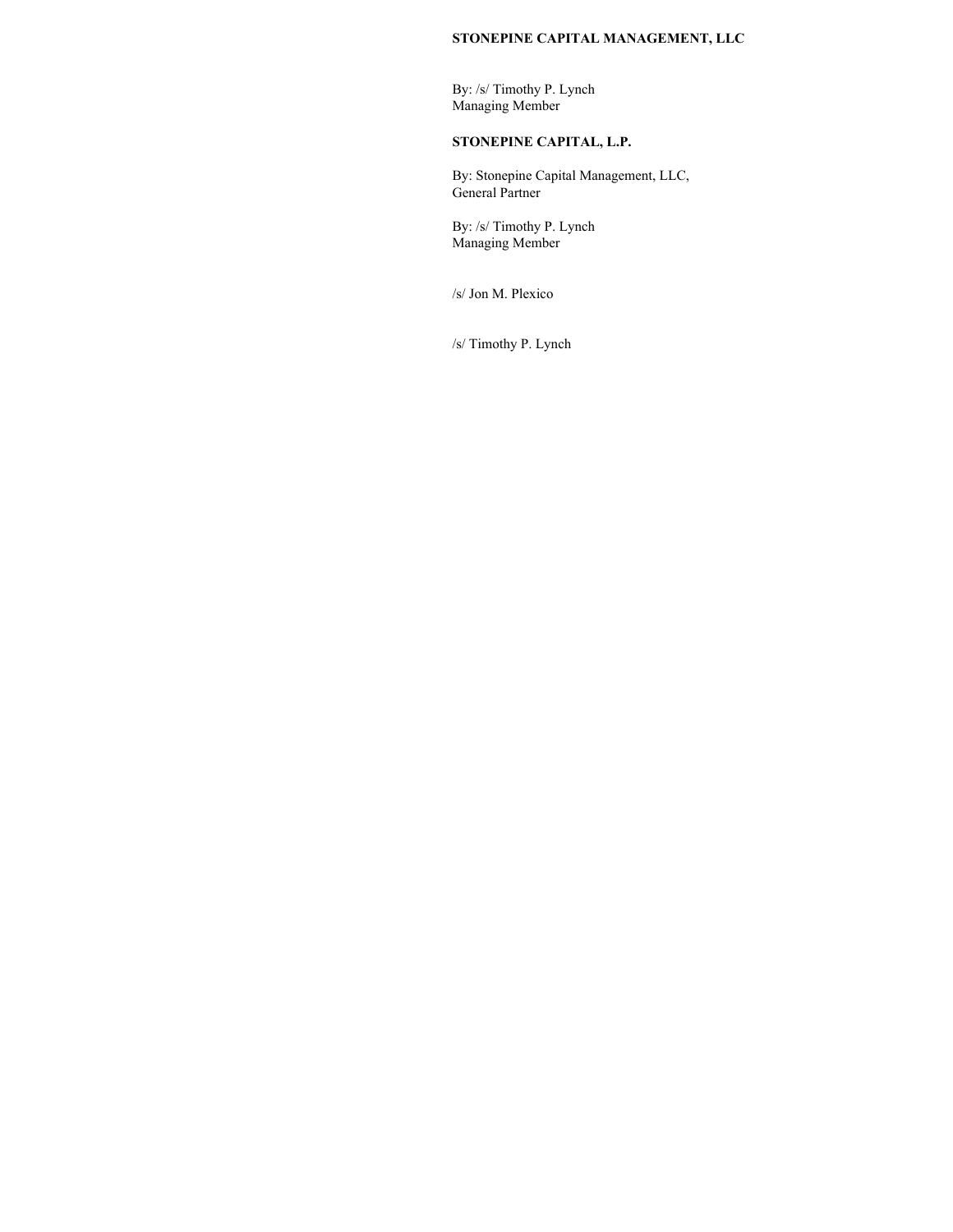**STONEPINE CAPITAL MANAGEMENT, LLC**

By: /s/ Timothy P. Lynch
Managing Member

**STONEPINE CAPITAL, L.P.**

By: Stonepine Capital Management, LLC,
General Partner

By: /s/ Timothy P. Lynch
Managing Member

/s/ Jon M. Plexico

/s/ Timothy P. Lynch